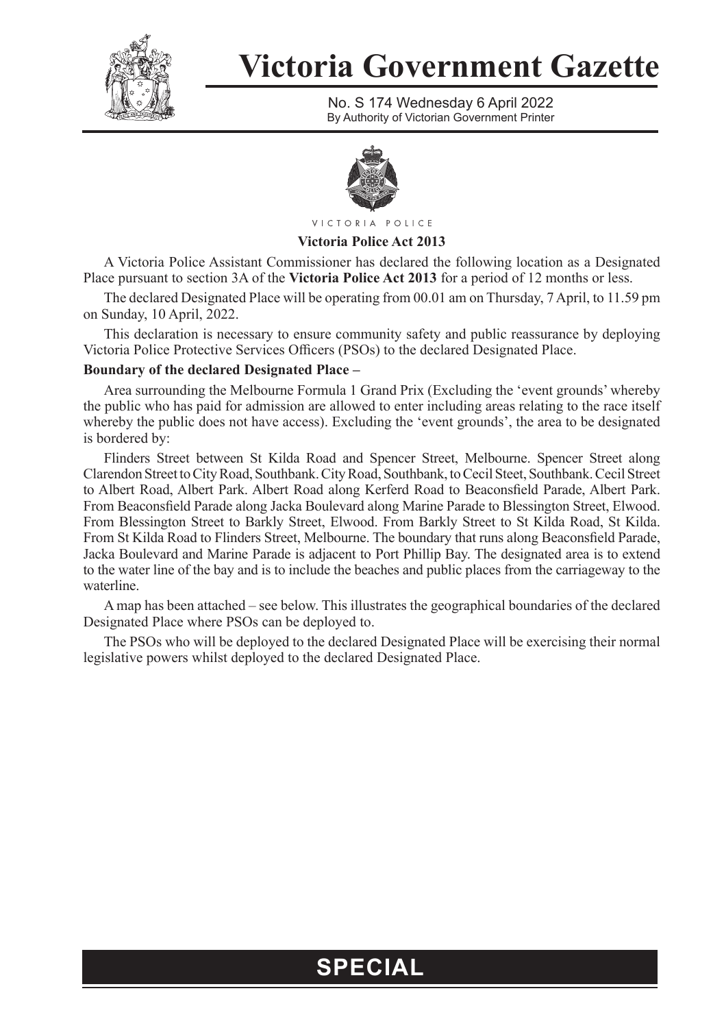# Victoria Government Gazette

No. S 174 Wednesday 6 April 2022
By Authority of Victorian Government Printer

VICTORIA POLICE

**Victoria Police Act 2013**

A Victoria Police Assistant Commissioner has declared the following location as a Designated Place pursuant to section 3A of the **Victoria Police Act 2013** for a period of 12 months or less.

The declared Designated Place will be operating from 00.01 am on Thursday, 7 April, to 11.59 pm on Sunday, 10 April, 2022.

This declaration is necessary to ensure community safety and public reassurance by deploying Victoria Police Protective Services Officers (PSOs) to the declared Designated Place.

**Boundary of the declared Designated Place –**

Area surrounding the Melbourne Formula 1 Grand Prix (Excluding the 'event grounds' whereby the public who has paid for admission are allowed to enter including areas relating to the race itself whereby the public does not have access). Excluding the 'event grounds', the area to be designated is bordered by:

Flinders Street between St Kilda Road and Spencer Street, Melbourne. Spencer Street along Clarendon Street to City Road, Southbank. City Road, Southbank, to Cecil Steet, Southbank. Cecil Street to Albert Road, Albert Park. Albert Road along Kerferd Road to Beaconsfield Parade, Albert Park. From Beaconsfield Parade along Jacka Boulevard along Marine Parade to Blessington Street, Elwood. From Blessington Street to Barkly Street, Elwood. From Barkly Street to St Kilda Road, St Kilda. From St Kilda Road to Flinders Street, Melbourne. The boundary that runs along Beaconsfield Parade, Jacka Boulevard and Marine Parade is adjacent to Port Phillip Bay. The designated area is to extend to the water line of the bay and is to include the beaches and public places from the carriageway to the waterline.

A map has been attached – see below. This illustrates the geographical boundaries of the declared Designated Place where PSOs can be deployed to.

The PSOs who will be deployed to the declared Designated Place will be exercising their normal legislative powers whilst deployed to the declared Designated Place.

**SPECIAL**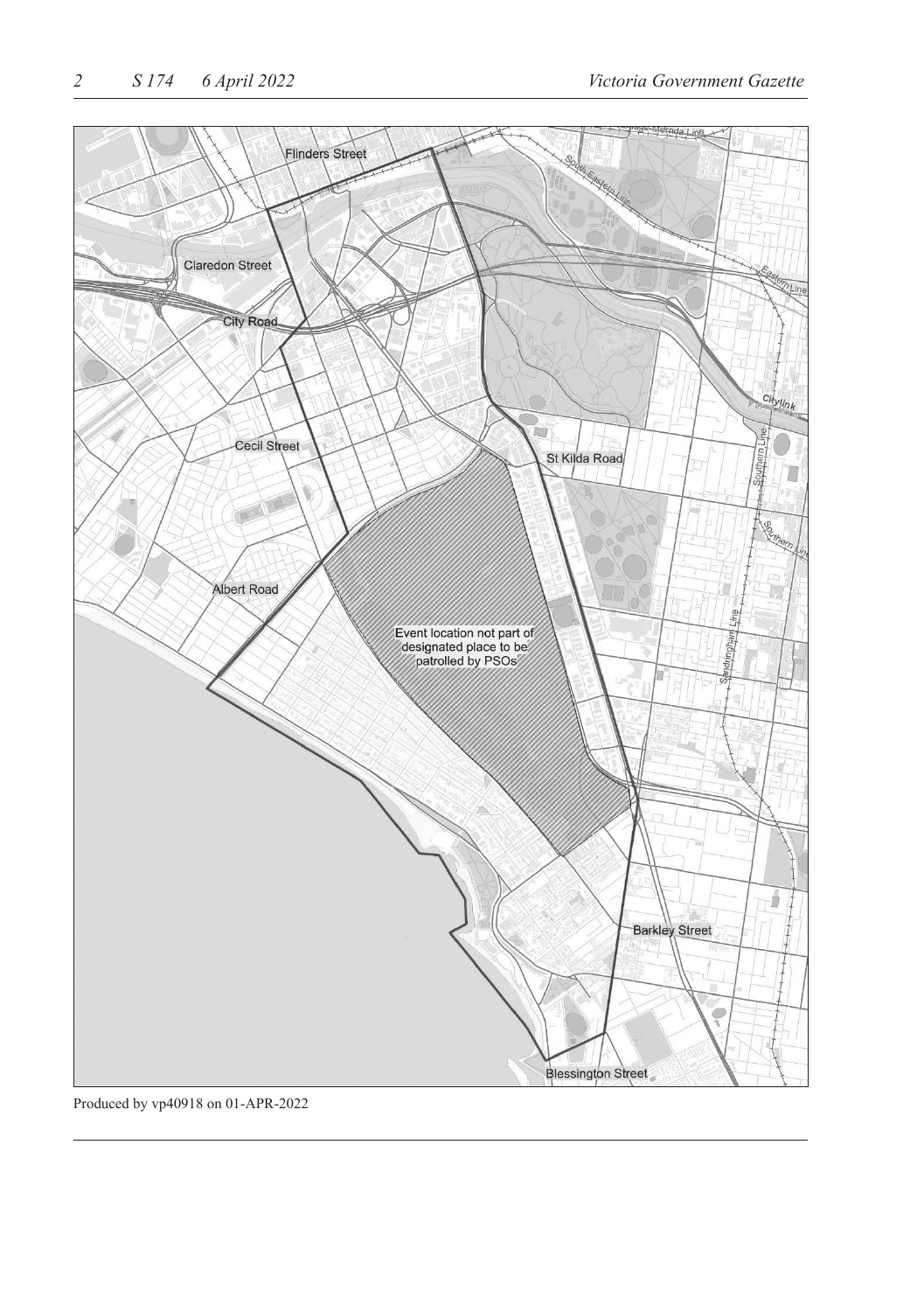Flinders Street

Claredon Street

City Road

Cecil Street

St Kilda Road

Albert Road

Event location not part of designated place to be patrolled by PSOs

Barkley Street

Blessington Street

Produced by vp40918 on 01-APR-2022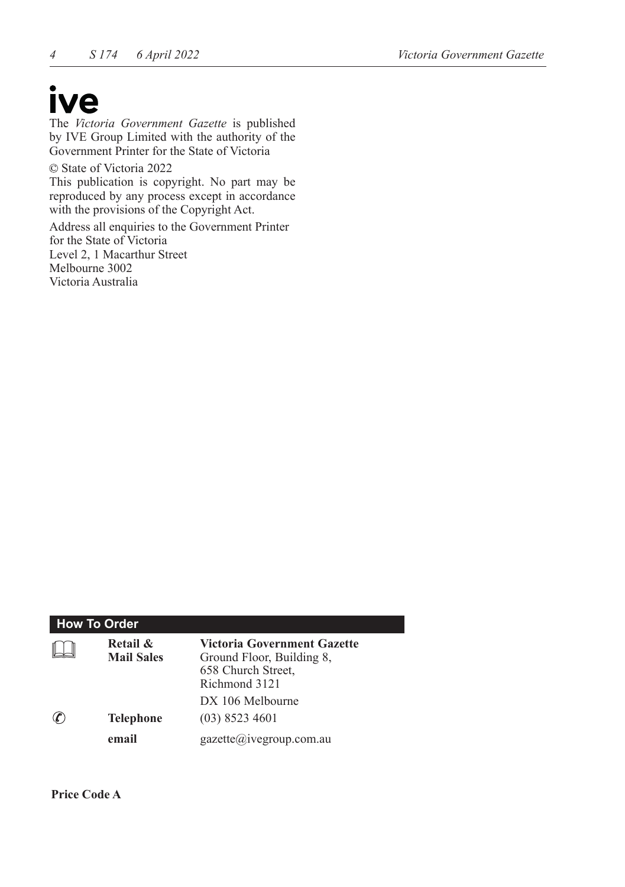ive

The *Victoria Government Gazette* is published by IVE Group Limited with the authority of the Government Printer for the State of Victoria

© State of Victoria 2022

This publication is copyright. No part may be reproduced by any process except in accordance with the provisions of the Copyright Act.

Address all enquiries to the Government Printer for the State of Victoria
Level 2, 1 Macarthur Street
Melbourne 3002
Victoria Australia

## How To Order

| | | |
|---|---|---|
| | **Retail & Mail Sales** | **Victoria Government Gazette**<br>Ground Floor, Building 8,<br>658 Church Street,<br>Richmond 3121<br>DX 106 Melbourne |
| | **Telephone** | (03) 8523 4601 |
| | **email** | gazette@ivegroup.com.au |

**Price Code A**